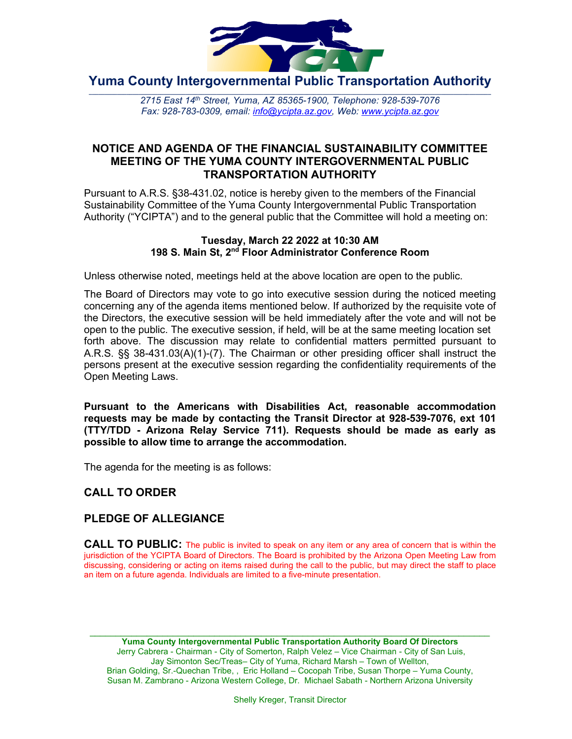# Yuma County Intergovernmental Public Transportation Authority

*2715 East 14th Street, Yuma, AZ 85365-1900, Telephone: 928-539-7076*
*Fax: 928-783-0309, email: info@ycipta.az.gov, Web: www.ycipta.az.gov*

## NOTICE AND AGENDA OF THE FINANCIAL SUSTAINABILITY COMMITTEE MEETING OF THE YUMA COUNTY INTERGOVERNMENTAL PUBLIC TRANSPORTATION AUTHORITY

Pursuant to A.R.S. §38-431.02, notice is hereby given to the members of the Financial Sustainability Committee of the Yuma County Intergovernmental Public Transportation Authority ("YCIPTA") and to the general public that the Committee will hold a meeting on:

**Tuesday, March 22 2022 at 10:30 AM**
**198 S. Main St, 2nd Floor Administrator Conference Room**

Unless otherwise noted, meetings held at the above location are open to the public.

The Board of Directors may vote to go into executive session during the noticed meeting concerning any of the agenda items mentioned below. If authorized by the requisite vote of the Directors, the executive session will be held immediately after the vote and will not be open to the public. The executive session, if held, will be at the same meeting location set forth above. The discussion may relate to confidential matters permitted pursuant to A.R.S. §§ 38-431.03(A)(1)-(7). The Chairman or other presiding officer shall instruct the persons present at the executive session regarding the confidentiality requirements of the Open Meeting Laws.

**Pursuant to the Americans with Disabilities Act, reasonable accommodation requests may be made by contacting the Transit Director at 928-539-7076, ext 101 (TTY/TDD - Arizona Relay Service 711). Requests should be made as early as possible to allow time to arrange the accommodation.**

The agenda for the meeting is as follows:

### CALL TO ORDER

### PLEDGE OF ALLEGIANCE

**CALL TO PUBLIC:** The public is invited to speak on any item or any area of concern that is within the jurisdiction of the YCIPTA Board of Directors. The Board is prohibited by the Arizona Open Meeting Law from discussing, considering or acting on items raised during the call to the public, but may direct the staff to place an item on a future agenda. Individuals are limited to a five-minute presentation.

---

**Yuma County Intergovernmental Public Transportation Authority Board Of Directors**
Jerry Cabrera - Chairman - City of Somerton, Ralph Velez – Vice Chairman - City of San Luis,
Jay Simonton Sec/Treas– City of Yuma, Richard Marsh – Town of Wellton,
Brian Golding, Sr.-Quechan Tribe, , Eric Holland – Cocopah Tribe, Susan Thorpe – Yuma County,
Susan M. Zambrano - Arizona Western College, Dr. Michael Sabath - Northern Arizona University

Shelly Kreger, Transit Director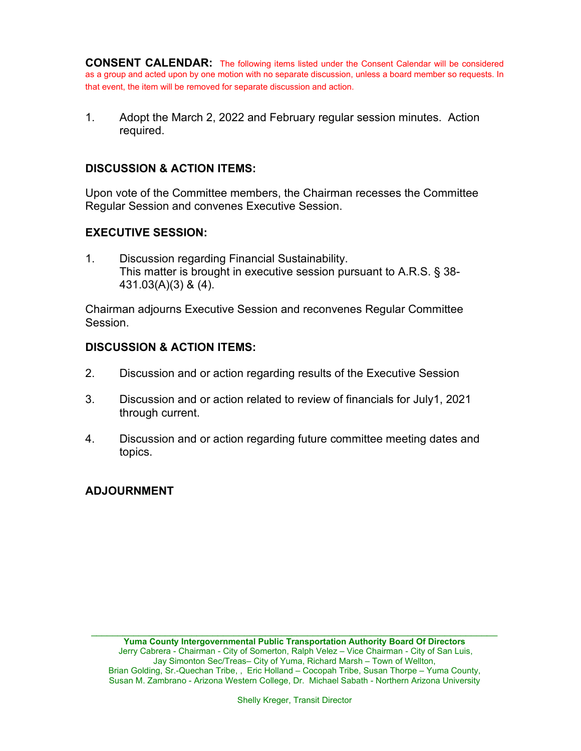**CONSENT CALENDAR:** The following items listed under the Consent Calendar will be considered as a group and acted upon by one motion with no separate discussion, unless a board member so requests. In that event, the item will be removed for separate discussion and action.

1. Adopt the March 2, 2022 and February regular session minutes. Action required.

**DISCUSSION & ACTION ITEMS:**

Upon vote of the Committee members, the Chairman recesses the Committee Regular Session and convenes Executive Session.

**EXECUTIVE SESSION:**

1. Discussion regarding Financial Sustainability.
   This matter is brought in executive session pursuant to A.R.S. § 38-431.03(A)(3) & (4).

Chairman adjourns Executive Session and reconvenes Regular Committee Session.

**DISCUSSION & ACTION ITEMS:**

2. Discussion and or action regarding results of the Executive Session

3. Discussion and or action related to review of financials for July1, 2021 through current.

4. Discussion and or action regarding future committee meeting dates and topics.

**ADJOURNMENT**

**Yuma County Intergovernmental Public Transportation Authority Board Of Directors**
Jerry Cabrera - Chairman - City of Somerton, Ralph Velez – Vice Chairman - City of San Luis,
Jay Simonton Sec/Treas– City of Yuma, Richard Marsh – Town of Wellton,
Brian Golding, Sr.-Quechan Tribe, , Eric Holland – Cocopah Tribe, Susan Thorpe – Yuma County,
Susan M. Zambrano - Arizona Western College, Dr. Michael Sabath - Northern Arizona University

Shelly Kreger, Transit Director